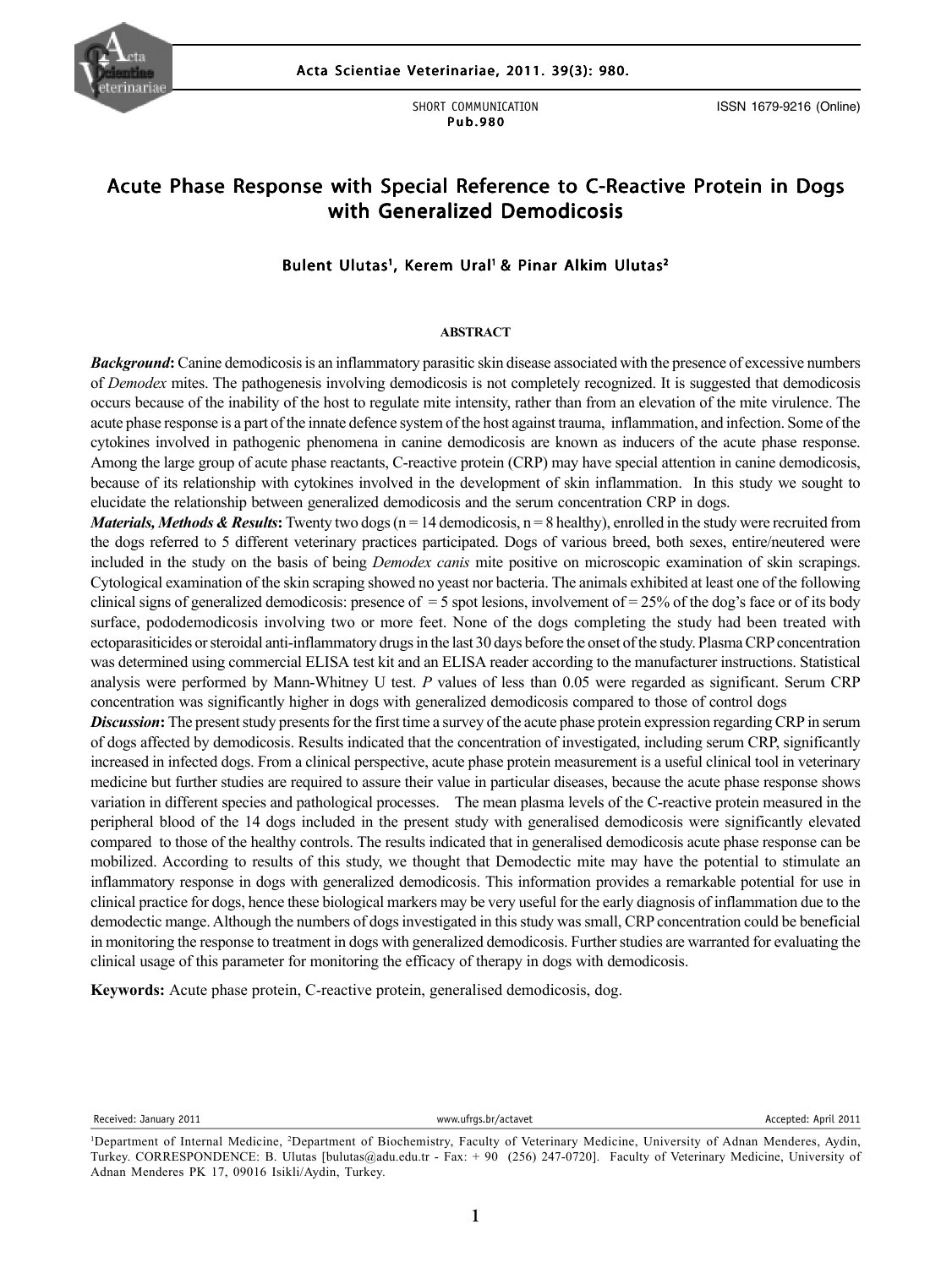SHORT COMMUNICATION
Pub.980

ISSN 1679-9216 (Online)

# Acute Phase Response with Special Reference to C-Reactive Protein in Dogs with Generalized Demodicosis

**Bulent Ulutas[1], Kerem Ural[1] & Pinar Alkim Ulutas[2]**

## ABSTRACT

***Background*:** Canine demodicosis is an inflammatory parasitic skin disease associated with the presence of excessive numbers of *Demodex* mites. The pathogenesis involving demodicosis is not completely recognized. It is suggested that demodicosis occurs because of the inability of the host to regulate mite intensity, rather than from an elevation of the mite virulence. The acute phase response is a part of the innate defence system of the host against trauma, inflammation, and infection. Some of the cytokines involved in pathogenic phenomena in canine demodicosis are known as inducers of the acute phase response. Among the large group of acute phase reactants, C-reactive protein (CRP) may have special attention in canine demodicosis, because of its relationship with cytokines involved in the development of skin inflammation. In this study we sought to elucidate the relationship between generalized demodicosis and the serum concentration CRP in dogs.

***Materials, Methods & Results*:** Twenty two dogs (n = 14 demodicosis, n = 8 healthy), enrolled in the study were recruited from the dogs referred to 5 different veterinary practices participated. Dogs of various breed, both sexes, entire/neutered were included in the study on the basis of being *Demodex canis* mite positive on microscopic examination of skin scrapings. Cytological examination of the skin scraping showed no yeast nor bacteria. The animals exhibited at least one of the following clinical signs of generalized demodicosis: presence of = 5 spot lesions, involvement of = 25% of the dog's face or of its body surface, pododemodicosis involving two or more feet. None of the dogs completing the study had been treated with ectoparasiticides or steroidal anti-inflammatory drugs in the last 30 days before the onset of the study. Plasma CRP concentration was determined using commercial ELISA test kit and an ELISA reader according to the manufacturer instructions. Statistical analysis were performed by Mann-Whitney U test. *P* values of less than 0.05 were regarded as significant. Serum CRP concentration was significantly higher in dogs with generalized demodicosis compared to those of control dogs

***Discussion*:** The present study presents for the first time a survey of the acute phase protein expression regarding CRP in serum of dogs affected by demodicosis. Results indicated that the concentration of investigated, including serum CRP, significantly increased in infected dogs. From a clinical perspective, acute phase protein measurement is a useful clinical tool in veterinary medicine but further studies are required to assure their value in particular diseases, because the acute phase response shows variation in different species and pathological processes. The mean plasma levels of the C-reactive protein measured in the peripheral blood of the 14 dogs included in the present study with generalised demodicosis were significantly elevated compared to those of the healthy controls. The results indicated that in generalised demodicosis acute phase response can be mobilized. According to results of this study, we thought that Demodectic mite may have the potential to stimulate an inflammatory response in dogs with generalized demodicosis. This information provides a remarkable potential for use in clinical practice for dogs, hence these biological markers may be very useful for the early diagnosis of inflammation due to the demodectic mange. Although the numbers of dogs investigated in this study was small, CRP concentration could be beneficial in monitoring the response to treatment in dogs with generalized demodicosis. Further studies are warranted for evaluating the clinical usage of this parameter for monitoring the efficacy of therapy in dogs with demodicosis.

**Keywords:** Acute phase protein, C-reactive protein, generalised demodicosis, dog.

Received: January 2011 | www.ufrgs.br/actavet | Accepted: April 2011

[1]Department of Internal Medicine, [2]Department of Biochemistry, Faculty of Veterinary Medicine, University of Adnan Menderes, Aydin, Turkey. CORRESPONDENCE: B. Ulutas [bulutas@adu.edu.tr - Fax: + 90 (256) 247-0720]. Faculty of Veterinary Medicine, University of Adnan Menderes PK 17, 09016 Isikli/Aydin, Turkey.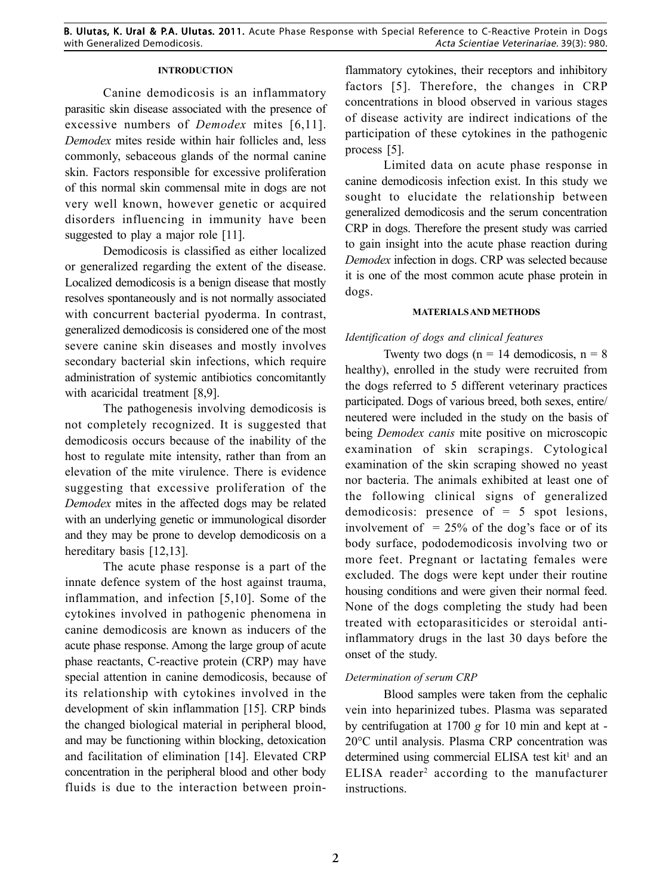## INTRODUCTION

Canine demodicosis is an inflammatory parasitic skin disease associated with the presence of excessive numbers of *Demodex* mites [6,11]. *Demodex* mites reside within hair follicles and, less commonly, sebaceous glands of the normal canine skin. Factors responsible for excessive proliferation of this normal skin commensal mite in dogs are not very well known, however genetic or acquired disorders influencing in immunity have been suggested to play a major role [11].

Demodicosis is classified as either localized or generalized regarding the extent of the disease. Localized demodicosis is a benign disease that mostly resolves spontaneously and is not normally associated with concurrent bacterial pyoderma. In contrast, generalized demodicosis is considered one of the most severe canine skin diseases and mostly involves secondary bacterial skin infections, which require administration of systemic antibiotics concomitantly with acaricidal treatment [8,9].

The pathogenesis involving demodicosis is not completely recognized. It is suggested that demodicosis occurs because of the inability of the host to regulate mite intensity, rather than from an elevation of the mite virulence. There is evidence suggesting that excessive proliferation of the *Demodex* mites in the affected dogs may be related with an underlying genetic or immunological disorder and they may be prone to develop demodicosis on a hereditary basis [12,13].

The acute phase response is a part of the innate defence system of the host against trauma, inflammation, and infection [5,10]. Some of the cytokines involved in pathogenic phenomena in canine demodicosis are known as inducers of the acute phase response. Among the large group of acute phase reactants, C-reactive protein (CRP) may have special attention in canine demodicosis, because of its relationship with cytokines involved in the development of skin inflammation [15]. CRP binds the changed biological material in peripheral blood, and may be functioning within blocking, detoxication and facilitation of elimination [14]. Elevated CRP concentration in the peripheral blood and other body fluids is due to the interaction between proinflammatory cytokines, their receptors and inhibitory factors [5]. Therefore, the changes in CRP concentrations in blood observed in various stages of disease activity are indirect indications of the participation of these cytokines in the pathogenic process [5].

Limited data on acute phase response in canine demodicosis infection exist. In this study we sought to elucidate the relationship between generalized demodicosis and the serum concentration CRP in dogs. Therefore the present study was carried to gain insight into the acute phase reaction during *Demodex* infection in dogs. CRP was selected because it is one of the most common acute phase protein in dogs.

## MATERIALS AND METHODS

### *Identification of dogs and clinical features*

Twenty two dogs ($n = 14$ demodicosis, $n = 8$ healthy), enrolled in the study were recruited from the dogs referred to 5 different veterinary practices participated. Dogs of various breed, both sexes, entire/neutered were included in the study on the basis of being *Demodex canis* mite positive on microscopic examination of skin scrapings. Cytological examination of the skin scraping showed no yeast nor bacteria. The animals exhibited at least one of the following clinical signs of generalized demodicosis: presence of = 5 spot lesions, involvement of = 25% of the dog's face or of its body surface, pododemodicosis involving two or more feet. Pregnant or lactating females were excluded. The dogs were kept under their routine housing conditions and were given their normal feed. None of the dogs completing the study had been treated with ectoparasiticides or steroidal anti-inflammatory drugs in the last 30 days before the onset of the study.

### *Determination of serum CRP*

Blood samples were taken from the cephalic vein into heparinized tubes. Plasma was separated by centrifugation at 1700 *g* for 10 min and kept at -20°C until analysis. Plasma CRP concentration was determined using commercial ELISA test kit[1] and an ELISA reader[2] according to the manufacturer instructions.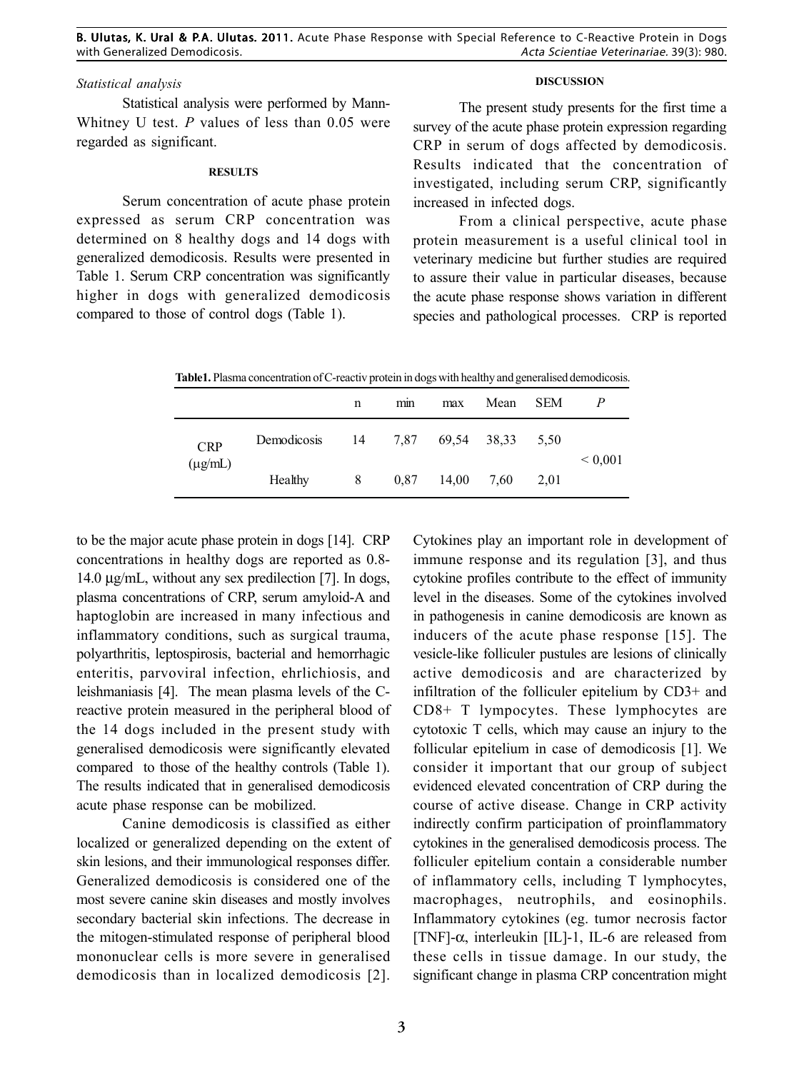*Statistical analysis*

Statistical analysis were performed by Mann-Whitney U test. *P* values of less than 0.05 were regarded as significant.

### RESULTS

Serum concentration of acute phase protein expressed as serum CRP concentration was determined on 8 healthy dogs and 14 dogs with generalized demodicosis. Results were presented in Table 1. Serum CRP concentration was significantly higher in dogs with generalized demodicosis compared to those of control dogs (Table 1).

### DISCUSSION

The present study presents for the first time a survey of the acute phase protein expression regarding CRP in serum of dogs affected by demodicosis. Results indicated that the concentration of investigated, including serum CRP, significantly increased in infected dogs.

From a clinical perspective, acute phase protein measurement is a useful clinical tool in veterinary medicine but further studies are required to assure their value in particular diseases, because the acute phase response shows variation in different species and pathological processes. CRP is reported to be the major acute phase protein in dogs [14]. CRP concentrations in healthy dogs are reported as 0.8-14.0 μg/mL, without any sex predilection [7]. In dogs, plasma concentrations of CRP, serum amyloid-A and haptoglobin are increased in many infectious and inflammatory conditions, such as surgical trauma, polyarthritis, leptospirosis, bacterial and hemorrhagic enteritis, parvoviral infection, ehrlichiosis, and leishmaniasis [4]. The mean plasma levels of the C-reactive protein measured in the peripheral blood of the 14 dogs included in the present study with generalised demodicosis were significantly elevated compared to those of the healthy controls (Table 1). The results indicated that in generalised demodicosis acute phase response can be mobilized.

**Table1.** Plasma concentration of C-reactiv protein in dogs with healthy and generalised demodicosis.

| | | n | min | max | Mean | SEM | *P* |
|---|---|---|---|---|---|---|---|
| CRP (μg/mL) | Demodicosis | 14 | 7,87 | 69,54 | 38,33 | 5,50 | < 0,001 |
| | Healthy | 8 | 0,87 | 14,00 | 7,60 | 2,01 | |

Canine demodicosis is classified as either localized or generalized depending on the extent of skin lesions, and their immunological responses differ. Generalized demodicosis is considered one of the most severe canine skin diseases and mostly involves secondary bacterial skin infections. The decrease in the mitogen-stimulated response of peripheral blood mononuclear cells is more severe in generalised demodicosis than in localized demodicosis [2]. Cytokines play an important role in development of immune response and its regulation [3], and thus cytokine profiles contribute to the effect of immunity level in the diseases. Some of the cytokines involved in pathogenesis in canine demodicosis are known as inducers of the acute phase response [15]. The vesicle-like folliculer pustules are lesions of clinically active demodicosis and are characterized by infiltration of the folliculer epitelium by CD3+ and CD8+ T lympocytes. These lymphocytes are cytotoxic T cells, which may cause an injury to the follicular epitelium in case of demodicosis [1]. We consider it important that our group of subject evidenced elevated concentration of CRP during the course of active disease. Change in CRP activity indirectly confirm participation of proinflammatory cytokines in the generalised demodicosis process. The folliculer epitelium contain a considerable number of inflammatory cells, including T lymphocytes, macrophages, neutrophils, and eosinophils. Inflammatory cytokines (eg. tumor necrosis factor [TNF]-α, interleukin [IL]-1, IL-6 are released from these cells in tissue damage. In our study, the significant change in plasma CRP concentration might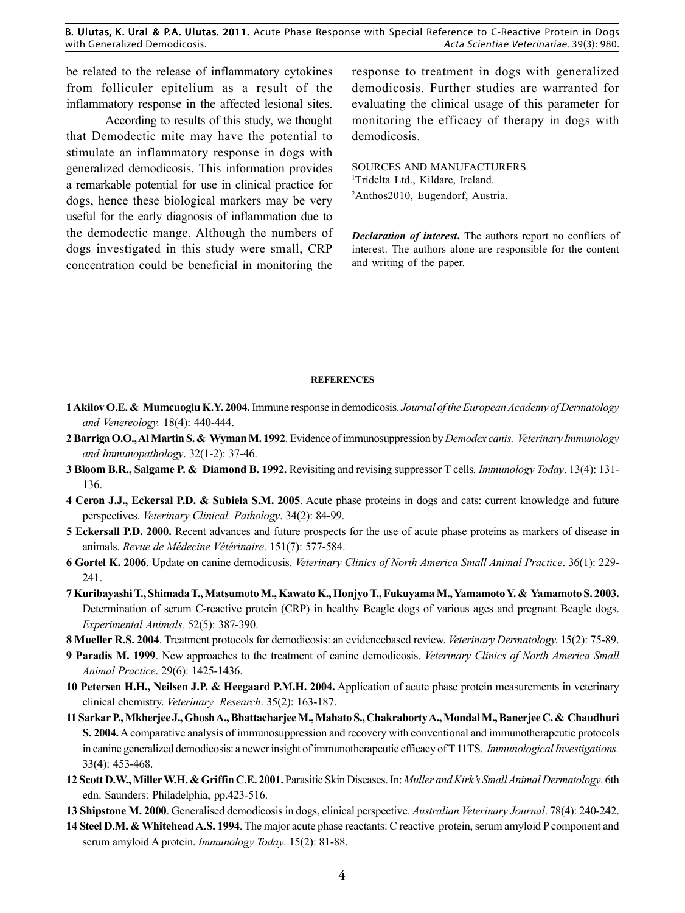be related to the release of inflammatory cytokines from folliculer epitelium as a result of the inflammatory response in the affected lesional sites.

According to results of this study, we thought that Demodectic mite may have the potential to stimulate an inflammatory response in dogs with generalized demodicosis. This information provides a remarkable potential for use in clinical practice for dogs, hence these biological markers may be very useful for the early diagnosis of inflammation due to the demodectic mange. Although the numbers of dogs investigated in this study were small, CRP concentration could be beneficial in monitoring the response to treatment in dogs with generalized demodicosis. Further studies are warranted for evaluating the clinical usage of this parameter for monitoring the efficacy of therapy in dogs with demodicosis.

SOURCES AND MANUFACTURERS

[1]Tridelta Ltd., Kildare, Ireland.

[2]Anthos2010, Eugendorf, Austria.

***Declaration of interest*.** The authors report no conflicts of interest. The authors alone are responsible for the content and writing of the paper.

#### REFERENCES

**1 Akilov O.E. & Mumcuoglu K.Y. 2004.** Immune response in demodicosis. *Journal of the European Academy of Dermatology and Venereology.* 18(4): 440-444.

**2 Barriga O.O., Al Martin S. & Wyman M. 1992**. Evidence of immunosuppression by *Demodex canis. Veterinary Immunology and Immunopathology*. 32(1-2): 37-46.

**3 Bloom B.R., Salgame P. & Diamond B. 1992.** Revisiting and revising suppressor T cells*. Immunology Today*. 13(4): 131-136.

**4 Ceron J.J., Eckersal P.D. & Subiela S.M. 2005**. Acute phase proteins in dogs and cats: current knowledge and future perspectives. *Veterinary Clinical Pathology*. 34(2): 84-99.

**5 Eckersall P.D. 2000.** Recent advances and future prospects for the use of acute phase proteins as markers of disease in animals. *Revue de Médecine Vétérinaire*. 151(7): 577-584.

**6 Gortel K. 2006**. Update on canine demodicosis. *Veterinary Clinics of North America Small Animal Practice*. 36(1): 229-241.

**7 Kuribayashi T., Shimada T., Matsumoto M., Kawato K., Honjyo T., Fukuyama M., Yamamoto Y. & Yamamoto S. 2003.** Determination of serum C-reactive protein (CRP) in healthy Beagle dogs of various ages and pregnant Beagle dogs. *Experimental Animals.* 52(5): 387-390.

**8 Mueller R.S. 2004**. Treatment protocols for demodicosis: an evidencebased review. *Veterinary Dermatology.* 15(2): 75-89.

**9 Paradis M. 1999**. New approaches to the treatment of canine demodicosis. *Veterinary Clinics of North America Small Animal Practice*. 29(6): 1425-1436.

**10 Petersen H.H., Neilsen J.P. & Heegaard P.M.H. 2004.** Application of acute phase protein measurements in veterinary clinical chemistry. *Veterinary Research*. 35(2): 163-187.

**11 Sarkar P., Mkherjee J., Ghosh A., Bhattacharjee M., Mahato S., Chakraborty A., Mondal M., Banerjee C. & Chaudhuri S. 2004.** A comparative analysis of immunosuppression and recovery with conventional and immunotherapeutic protocols in canine generalized demodicosis: a newer insight of immunotherapeutic efficacy of T 11TS. *Immunological Investigations.* 33(4): 453-468.

**12 Scott D.W., Miller W.H. & Griffin C.E. 2001.** Parasitic Skin Diseases. In: *Muller and Kirk's Small Animal Dermatology*. 6th edn. Saunders: Philadelphia, pp.423-516.

**13 Shipstone M. 2000**. Generalised demodicosis in dogs, clinical perspective. *Australian Veterinary Journal*. 78(4): 240-242.

**14 Steel D.M. & Whitehead A.S. 1994**. The major acute phase reactants: C reactive protein, serum amyloid P component and serum amyloid A protein. *Immunology Today*. 15(2): 81-88.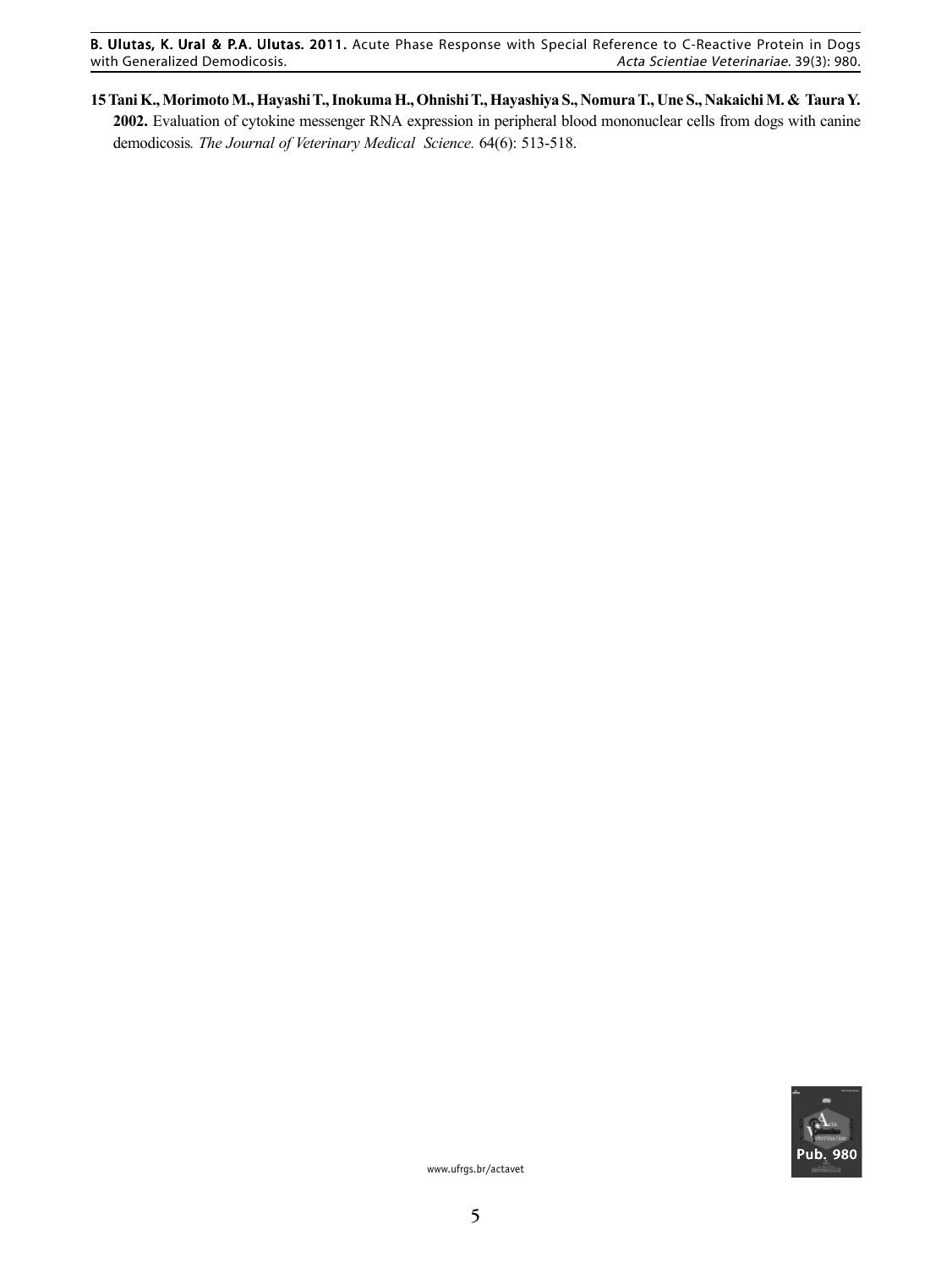**15 Tani K., Morimoto M., Hayashi T., Inokuma H., Ohnishi T., Hayashiya S., Nomura T., Une S., Nakaichi M. & Taura Y. 2002.** Evaluation of cytokine messenger RNA expression in peripheral blood mononuclear cells from dogs with canine demodicosis. *The Journal of Veterinary Medical Science.* 64(6): 513-518.